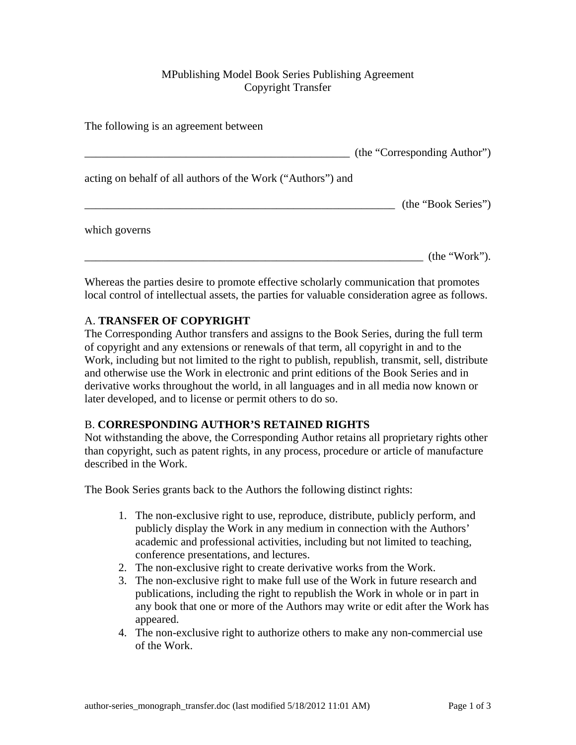MPublishing Model Book Series Publishing Agreement
Copyright Transfer

The following is an agreement between

_______________________________________________ (the "Corresponding Author")

acting on behalf of all authors of the Work ("Authors") and

_______________________________________________________ (the "Book Series")

which governs

_____________________________________________________________ (the "Work").

Whereas the parties desire to promote effective scholarly communication that promotes local control of intellectual assets, the parties for valuable consideration agree as follows.

## A. **TRANSFER OF COPYRIGHT**

The Corresponding Author transfers and assigns to the Book Series, during the full term of copyright and any extensions or renewals of that term, all copyright in and to the Work, including but not limited to the right to publish, republish, transmit, sell, distribute and otherwise use the Work in electronic and print editions of the Book Series and in derivative works throughout the world, in all languages and in all media now known or later developed, and to license or permit others to do so.

## B. **CORRESPONDING AUTHOR'S RETAINED RIGHTS**

Not withstanding the above, the Corresponding Author retains all proprietary rights other than copyright, such as patent rights, in any process, procedure or article of manufacture described in the Work.

The Book Series grants back to the Authors the following distinct rights:

1. The non-exclusive right to use, reproduce, distribute, publicly perform, and publicly display the Work in any medium in connection with the Authors' academic and professional activities, including but not limited to teaching, conference presentations, and lectures.
2. The non-exclusive right to create derivative works from the Work.
3. The non-exclusive right to make full use of the Work in future research and publications, including the right to republish the Work in whole or in part in any book that one or more of the Authors may write or edit after the Work has appeared.
4. The non-exclusive right to authorize others to make any non-commercial use of the Work.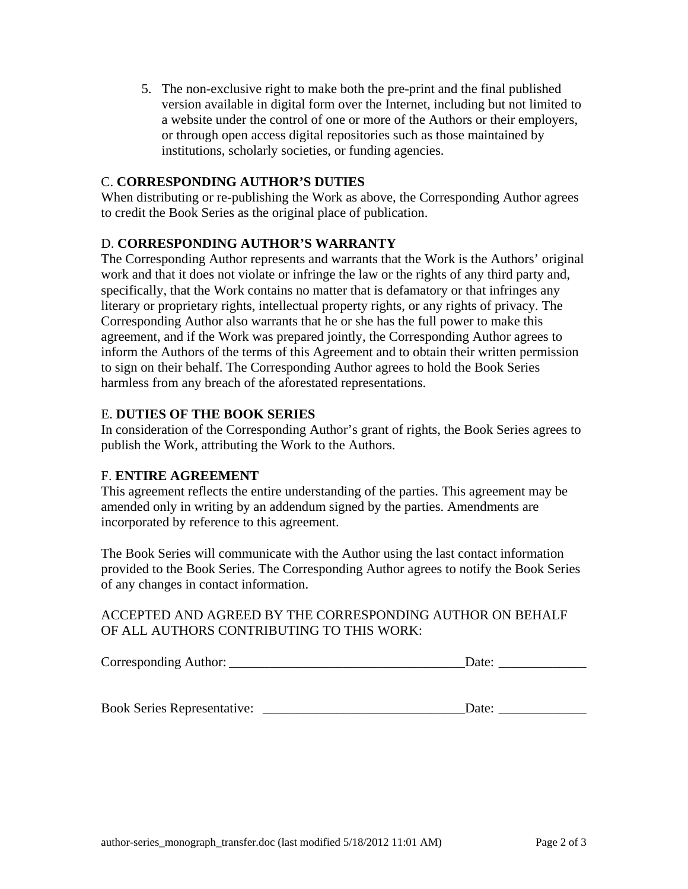5. The non-exclusive right to make both the pre-print and the final published version available in digital form over the Internet, including but not limited to a website under the control of one or more of the Authors or their employers, or through open access digital repositories such as those maintained by institutions, scholarly societies, or funding agencies.

C. **CORRESPONDING AUTHOR'S DUTIES**
When distributing or re-publishing the Work as above, the Corresponding Author agrees to credit the Book Series as the original place of publication.

D. **CORRESPONDING AUTHOR'S WARRANTY**
The Corresponding Author represents and warrants that the Work is the Authors' original work and that it does not violate or infringe the law or the rights of any third party and, specifically, that the Work contains no matter that is defamatory or that infringes any literary or proprietary rights, intellectual property rights, or any rights of privacy. The Corresponding Author also warrants that he or she has the full power to make this agreement, and if the Work was prepared jointly, the Corresponding Author agrees to inform the Authors of the terms of this Agreement and to obtain their written permission to sign on their behalf. The Corresponding Author agrees to hold the Book Series harmless from any breach of the aforestated representations.

E. **DUTIES OF THE BOOK SERIES**
In consideration of the Corresponding Author's grant of rights, the Book Series agrees to publish the Work, attributing the Work to the Authors.

F. **ENTIRE AGREEMENT**
This agreement reflects the entire understanding of the parties. This agreement may be amended only in writing by an addendum signed by the parties. Amendments are incorporated by reference to this agreement.

The Book Series will communicate with the Author using the last contact information provided to the Book Series. The Corresponding Author agrees to notify the Book Series of any changes in contact information.

ACCEPTED AND AGREED BY THE CORRESPONDING AUTHOR ON BEHALF OF ALL AUTHORS CONTRIBUTING TO THIS WORK:

Corresponding Author: ___________________________________Date: _____________

Book Series Representative: _____________________________Date: _____________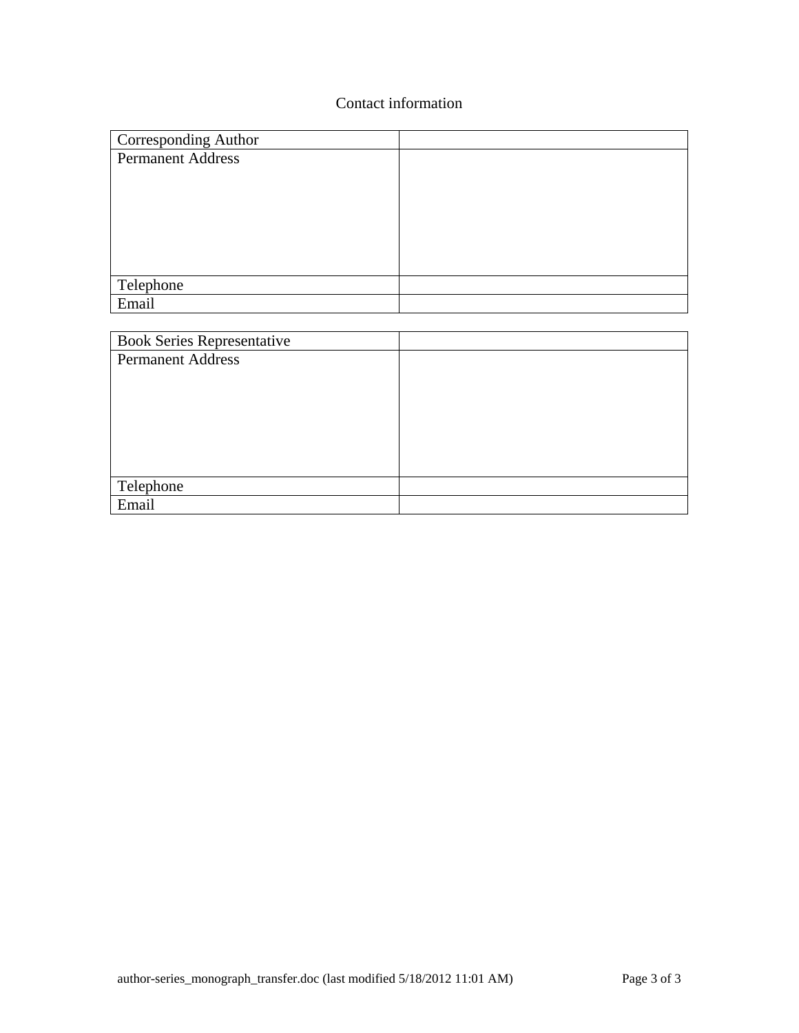Contact information

| | |
|---|---|
| Corresponding Author | |
| Permanent Address | |
| Telephone | |
| Email | |

| | |
|---|---|
| Book Series Representative | |
| Permanent Address | |
| Telephone | |
| Email | |